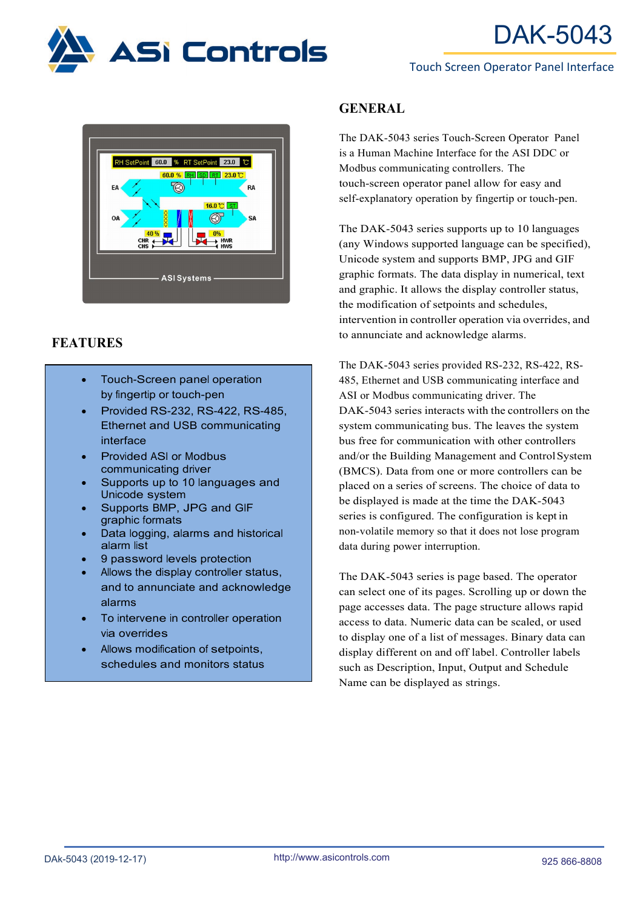# DAK-5043

Touch Screen Operator Panel Interface

## GENERAL

The DAK-5043 series Touch-Screen Operator Panel is a Human Machine Interface for the ASI DDC or Modbus communicating controllers. The touch-screen operator panel allow for easy and self-explanatory operation by fingertip or touch-pen.

The DAK-5043 series supports up to 10 languages (any Windows supported language can be specified), Unicode system and supports BMP, JPG and GIF graphic formats. The data display in numerical, text and graphic. It allows the display controller status, the modification of setpoints and schedules, intervention in controller operation via overrides, and to annunciate and acknowledge alarms.

The DAK-5043 series provided RS-232, RS-422, RS-485, Ethernet and USB communicating interface and ASI or Modbus communicating driver. The DAK-5043 series interacts with the controllers on the system communicating bus. The leaves the system bus free for communication with other controllers and/or the Building Management and Control System (BMCS). Data from one or more controllers can be placed on a series of screens. The choice of data to be displayed is made at the time the DAK-5043 series is configured. The configuration is kept in non-volatile memory so that it does not lose program data during power interruption.

The DAK-5043 series is page based. The operator can select one of its pages. Scrolling up or down the page accesses data. The page structure allows rapid access to data. Numeric data can be scaled, or used to display one of a list of messages. Binary data can display different on and off label. Controller labels such as Description, Input, Output and Schedule Name can be displayed as strings.

## FEATURES

- Touch-Screen panel operation by fingertip or touch-pen
- Provided RS-232, RS-422, RS-485, Ethernet and USB communicating interface
- Provided ASI or Modbus communicating driver
- Supports up to 10 languages and Unicode system
- Supports BMP, JPG and GIF graphic formats
- Data logging, alarms and historical alarm list
- 9 password levels protection
- Allows the display controller status, and to annunciate and acknowledge alarms
- To intervene in controller operation via overrides
- Allows modification of setpoints, schedules and monitors status

DAk-5043 (2019-12-17) http://www.asicontrols.com 925 866-8808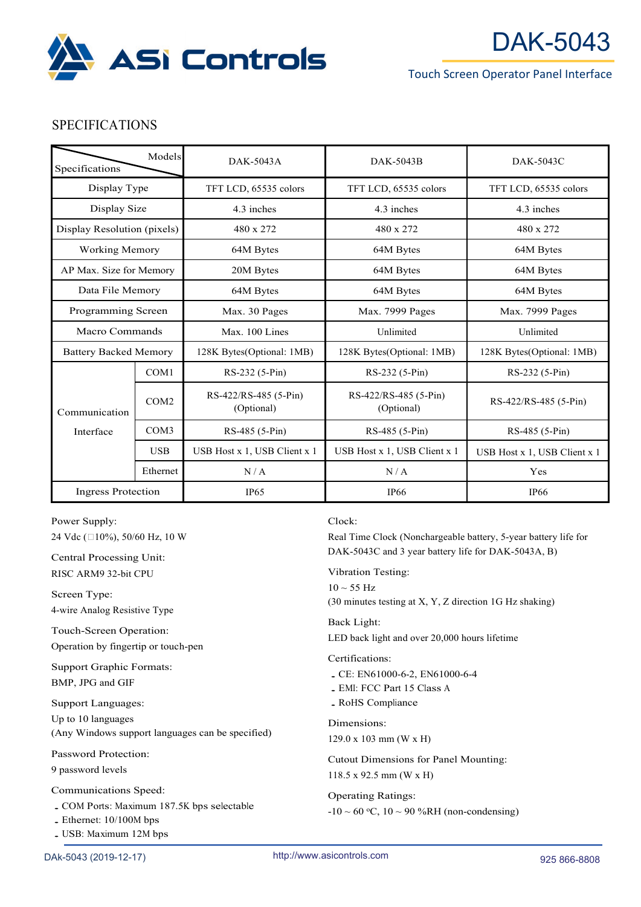# DAK-5043

Touch Screen Operator Panel Interface

## SPECIFICATIONS

| Specifications \ Models | | DAK-5043A | DAK-5043B | DAK-5043C |
|---|---|---|---|---|
| Display Type | | TFT LCD, 65535 colors | TFT LCD, 65535 colors | TFT LCD, 65535 colors |
| Display Size | | 4.3 inches | 4.3 inches | 4.3 inches |
| Display Resolution (pixels) | | 480 x 272 | 480 x 272 | 480 x 272 |
| Working Memory | | 64M Bytes | 64M Bytes | 64M Bytes |
| AP Max. Size for Memory | | 20M Bytes | 64M Bytes | 64M Bytes |
| Data File Memory | | 64M Bytes | 64M Bytes | 64M Bytes |
| Programming Screen | | Max. 30 Pages | Max. 7999 Pages | Max. 7999 Pages |
| Macro Commands | | Max. 100 Lines | Unlimited | Unlimited |
| Battery Backed Memory | | 128K Bytes(Optional: 1MB) | 128K Bytes(Optional: 1MB) | 128K Bytes(Optional: 1MB) |
| Communication Interface | COM1 | RS-232 (5-Pin) | RS-232 (5-Pin) | RS-232 (5-Pin) |
| | COM2 | RS-422/RS-485 (5-Pin) (Optional) | RS-422/RS-485 (5-Pin) (Optional) | RS-422/RS-485 (5-Pin) |
| | COM3 | RS-485 (5-Pin) | RS-485 (5-Pin) | RS-485 (5-Pin) |
| | USB | USB Host x 1, USB Client x 1 | USB Host x 1, USB Client x 1 | USB Host x 1, USB Client x 1 |
| | Ethernet | N / A | N / A | Yes |
| Ingress Protection | | IP65 | IP66 | IP66 |

Power Supply:
24 Vdc (□10%), 50/60 Hz, 10 W

Central Processing Unit:
RISC ARM9 32-bit CPU

Screen Type:
4-wire Analog Resistive Type

Touch-Screen Operation:
Operation by fingertip or touch-pen

Support Graphic Formats:
BMP, JPG and GIF

Support Languages:
Up to 10 languages
(Any Windows support languages can be specified)

Password Protection:
9 password levels

Communications Speed:
- COM Ports: Maximum 187.5K bps selectable
- Ethernet: 10/100M bps
- USB: Maximum 12M bps

Clock:
Real Time Clock (Nonchargeable battery, 5-year battery life for DAK-5043C and 3 year battery life for DAK-5043A, B)

Vibration Testing:
10 ~ 55 Hz
(30 minutes testing at X, Y, Z direction 1G Hz shaking)

Back Light:
LED back light and over 20,000 hours lifetime

Certifications:
- CE: EN61000-6-2, EN61000-6-4
- EMI: FCC Part 15 Class A
- RoHS Compliance

Dimensions:
129.0 x 103 mm (W x H)

Cutout Dimensions for Panel Mounting:
118.5 x 92.5 mm (W x H)

Operating Ratings:
-10 ~ 60 °C, 10 ~ 90 %RH (non-condensing)

DAk-5043 (2019-12-17) http://www.asicontrols.com 925 866-8808